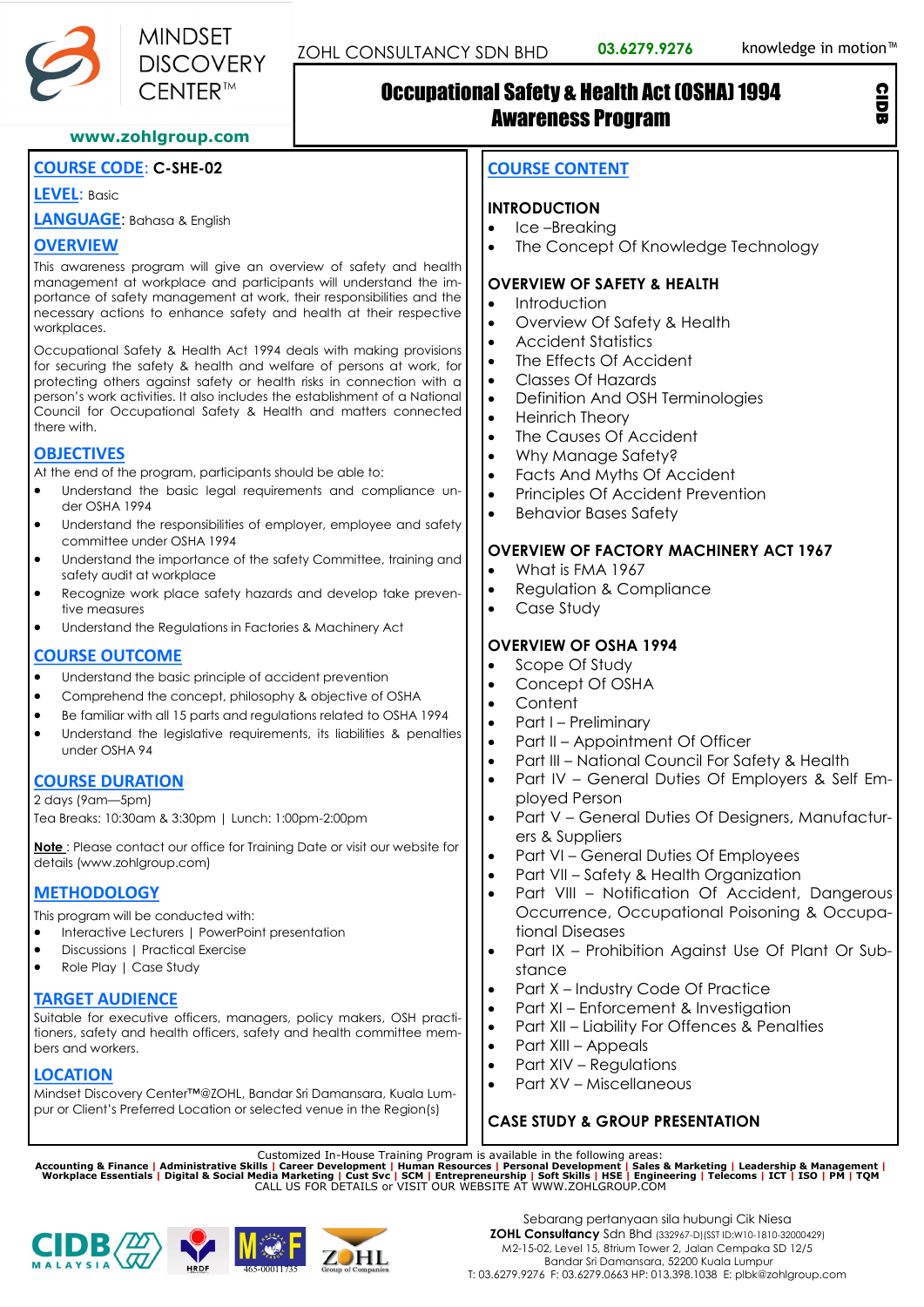MINDSET DISCOVERY CENTER™

ZOHL CONSULTANCY SDN BHD | 03.6279.9276 | knowledge in motion™

www.zohlgroup.com

# Occupational Safety & Health Act (OSHA) 1994 Awareness Program

CIDB

**COURSE CODE**: C-SHE-02

**LEVEL**: Basic

**LANGUAGE**: Bahasa & English

## OVERVIEW

This awareness program will give an overview of safety and health management at workplace and participants will understand the importance of safety management at work, their responsibilities and the necessary actions to enhance safety and health at their respective workplaces.

Occupational Safety & Health Act 1994 deals with making provisions for securing the safety & health and welfare of persons at work, for protecting others against safety or health risks in connection with a person's work activities. It also includes the establishment of a National Council for Occupational Safety & Health and matters connected there with.

## OBJECTIVES

At the end of the program, participants should be able to:

- Understand the basic legal requirements and compliance under OSHA 1994
- Understand the responsibilities of employer, employee and safety committee under OSHA 1994
- Understand the importance of the safety Committee, training and safety audit at workplace
- Recognize work place safety hazards and develop take preventive measures
- Understand the Regulations in Factories & Machinery Act

## COURSE OUTCOME

- Understand the basic principle of accident prevention
- Comprehend the concept, philosophy & objective of OSHA
- Be familiar with all 15 parts and regulations related to OSHA 1994
- Understand the legislative requirements, its liabilities & penalties under OSHA 94

## COURSE DURATION

2 days (9am—5pm)

Tea Breaks: 10:30am & 3:30pm | Lunch: 1:00pm-2:00pm

**Note** : Please contact our office for Training Date or visit our website for details (www.zohlgroup.com)

## METHODOLOGY

This program will be conducted with:

- Interactive Lecturers | PowerPoint presentation
- Discussions | Practical Exercise
- Role Play | Case Study

## TARGET AUDIENCE

Suitable for executive officers, managers, policy makers, OSH practitioners, safety and health officers, safety and health committee members and workers.

## LOCATION

Mindset Discovery Center™@ZOHL, Bandar Sri Damansara, Kuala Lumpur or Client's Preferred Location or selected venue in the Region(s)

## COURSE CONTENT

### INTRODUCTION

- Ice –Breaking
- The Concept Of Knowledge Technology

### OVERVIEW OF SAFETY & HEALTH

- Introduction
- Overview Of Safety & Health
- Accident Statistics
- The Effects Of Accident
- Classes Of Hazards
- Definition And OSH Terminologies
- Heinrich Theory
- The Causes Of Accident
- Why Manage Safety?
- Facts And Myths Of Accident
- Principles Of Accident Prevention
- Behavior Bases Safety

### OVERVIEW OF FACTORY MACHINERY ACT 1967

- What is FMA 1967
- Regulation & Compliance
- Case Study

### OVERVIEW OF OSHA 1994

- Scope Of Study
- Concept Of OSHA
- Content
- Part I – Preliminary
- Part II – Appointment Of Officer
- Part III – National Council For Safety & Health
- Part IV – General Duties Of Employers & Self Employed Person
- Part V – General Duties Of Designers, Manufacturers & Suppliers
- Part VI – General Duties Of Employees
- Part VII – Safety & Health Organization
- Part VIII – Notification Of Accident, Dangerous Occurrence, Occupational Poisoning & Occupational Diseases
- Part IX – Prohibition Against Use Of Plant Or Substance
- Part X – Industry Code Of Practice
- Part XI – Enforcement & Investigation
- Part XII – Liability For Offences & Penalties
- Part XIII – Appeals
- Part XIV – Regulations
- Part XV – Miscellaneous

### CASE STUDY & GROUP PRESENTATION

Customized In-House Training Program is available in the following areas:

**Accounting & Finance | Administrative Skills | Career Development | Human Resources | Personal Development | Sales & Marketing | Leadership & Management | Workplace Essentials | Digital & Social Media Marketing | Cust Svc | SCM | Entrepreneurship | Soft Skills | HSE | Engineering | Telecoms | ICT | ISO | PM | TQM**

CALL US FOR DETAILS or VISIT OUR WEBSITE AT WWW.ZOHLGROUP.COM

CIDB MALAYSIA | HRDF | MOF 465-00011735 | ZOHL Group of Companies

Sebarang pertanyaan sila hubungi Cik Niesa

**ZOHL Consultancy** Sdn Bhd (332967-D)(SST ID:W10-1810-32000429)

M2-15-02, Level 15, 8trium Tower 2, Jalan Cempaka SD 12/5

Bandar Sri Damansara, 52200 Kuala Lumpur

T: 03.6279.9276 F: 03.6279.0663 HP: 013.398.1038 E: plbk@zohlgroup.com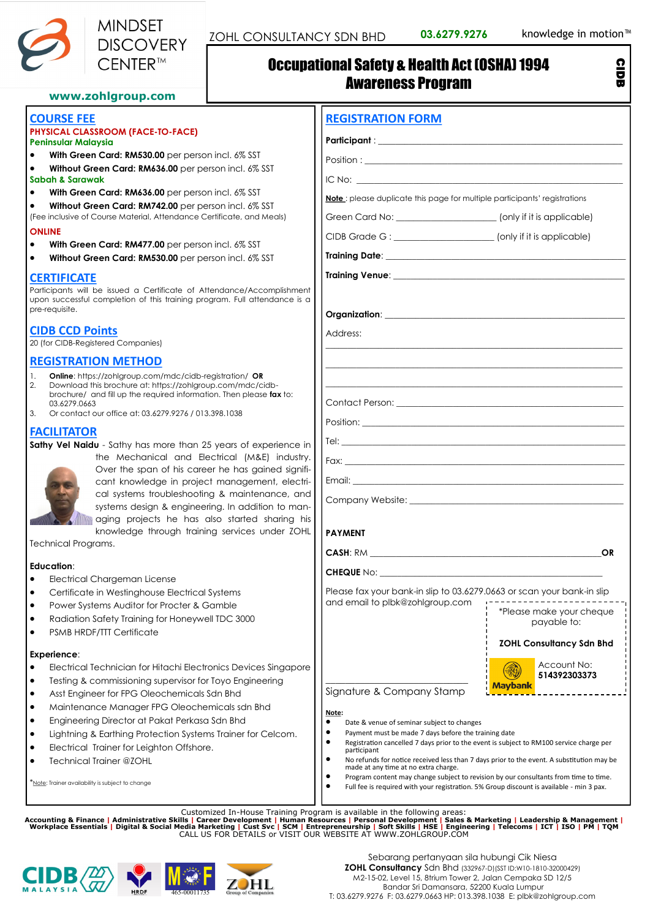MINDSET DISCOVERY CENTER™

www.zohlgroup.com

ZOHL CONSULTANCY SDN BHD **03.6279.9276** knowledge in motion™

# Occupational Safety & Health Act (OSHA) 1994 Awareness Program

CIDB

## COURSE FEE

**PHYSICAL CLASSROOM (FACE-TO-FACE)**

**Peninsular Malaysia**

- **With Green Card: RM530.00** per person incl. 6% SST
- **Without Green Card: RM636.00** per person incl. 6% SST

**Sabah & Sarawak**

- **With Green Card: RM636.00** per person incl. 6% SST
- **Without Green Card: RM742.00** per person incl. 6% SST

(Fee inclusive of Course Material, Attendance Certificate, and Meals)

**ONLINE**

- **With Green Card: RM477.00** per person incl. 6% SST
- **Without Green Card: RM530.00** per person incl. 6% SST

## CERTIFICATE

Participants will be issued a Certificate of Attendance/Accomplishment upon successful completion of this training program. Full attendance is a pre-requisite.

## CIDB CCD Points

20 (for CIDB-Registered Companies)

## REGISTRATION METHOD

1. **Online**: https://zohlgroup.com/mdc/cidb-registration/ **OR**
2. Download this brochure at: https://zohlgroup.com/mdc/cidb-brochure/ and fill up the required information. Then please **fax** to: 03.6279.0663
3. Or contact our office at: 03.6279.9276 / 013.398.1038

## FACILITATOR

**Sathy Vel Naidu** - Sathy has more than 25 years of experience in the Mechanical and Electrical (M&E) industry. Over the span of his career he has gained significant knowledge in project management, electrical systems troubleshooting & maintenance, and systems design & engineering. In addition to managing projects he has also started sharing his knowledge through training services under ZOHL Technical Programs.

**Education**:

- Electrical Chargeman License
- Certificate in Westinghouse Electrical Systems
- Power Systems Auditor for Procter & Gamble
- Radiation Safety Training for Honeywell TDC 3000
- PSMB HRDF/TTT Certificate

**Experience**:

- Electrical Technician for Hitachi Electronics Devices Singapore
- Testing & commissioning supervisor for Toyo Engineering
- Asst Engineer for FPG Oleochemicals Sdn Bhd
- Maintenance Manager FPG Oleochemicals sdn Bhd
- Engineering Director at Pakat Perkasa Sdn Bhd
- Lightning & Earthing Protection Systems Trainer for Celcom.
- Electrical Trainer for Leighton Offshore.
- Technical Trainer @ZOHL

*Note: Trainer availability is subject to change

## REGISTRATION FORM

**Participant** : ______________________

Position : ______________________

IC No: ______________________

Note : please duplicate this page for multiple participants' registrations

Green Card No: ____________ (only if it is applicable)

CIDB Grade G : ____________ (only if it is applicable)

**Training Date**: ______________________

**Training Venue**: ______________________

**Organization**: ______________________

Address:

______________________

______________________

______________________

Contact Person: ______________________

Position: ______________________

Tel: ______________________

Fax: ______________________

Email: ______________________

Company Website: ______________________

**PAYMENT**

**CASH**: RM ______________________ **OR**

**CHEQUE** No: ______________________

Please fax your bank-in slip to 03.6279.0663 or scan your bank-in slip and email to plbk@zohlgroup.com

*Please make your cheque payable to:

**ZOHL Consultancy Sdn Bhd**

Maybank Account No: **514392303373**

______________________

Signature & Company Stamp

**Note**:

- Date & venue of seminar subject to changes
- Payment must be made 7 days before the training date
- Registration cancelled 7 days prior to the event is subject to RM100 service charge per participant
- No refunds for notice received less than 7 days prior to the event. A substitution may be made at any time at no extra charge.
- Program content may change subject to revision by our consultants from time to time.
- Full fee is required with your registration. 5% Group discount is available - min 3 pax.

Customized In-House Training Program is available in the following areas:

**Accounting & Finance | Administrative Skills | Career Development | Human Resources | Personal Development | Sales & Marketing | Leadership & Management | Workplace Essentials | Digital & Social Media Marketing | Cust Svc | SCM | Entrepreneurship | Soft Skills | HSE | Engineering | Telecoms | ICT | ISO | PM | TQM**

CALL US FOR DETAILS or VISIT OUR WEBSITE AT WWW.ZOHLGROUP.COM

CIDB MALAYSIA | HRDF | MOF 465-00011735 | ZOHL Group of Companies

Sebarang pertanyaan sila hubungi Cik Niesa

**ZOHL Consultancy** Sdn Bhd (332967-D)(SST ID:W10-1810-32000429)

M2-15-02, Level 15, 8trium Tower 2, Jalan Cempaka SD 12/5

Bandar Sri Damansara, 52200 Kuala Lumpur

T: 03.6279.9276 F: 03.6279.0663 HP: 013.398.1038 E: plbk@zohlgroup.com